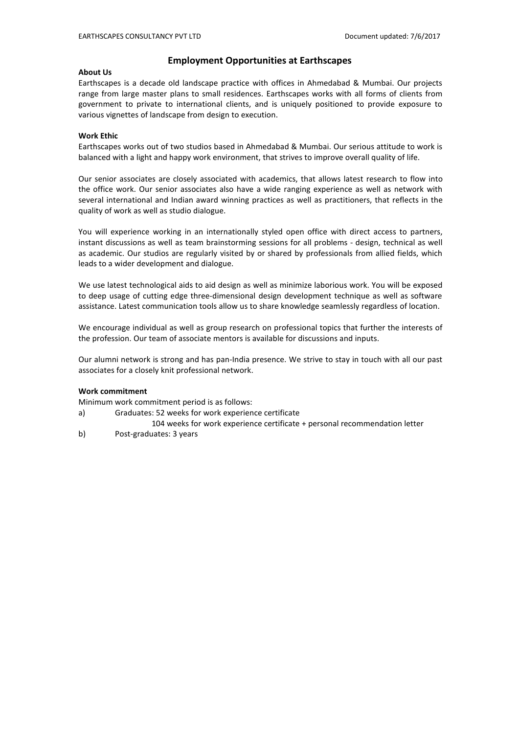# Employment Opportunities at Earthscapes

**About Us**

Earthscapes is a decade old landscape practice with offices in Ahmedabad & Mumbai. Our projects range from large master plans to small residences. Earthscapes works with all forms of clients from government to private to international clients, and is uniquely positioned to provide exposure to various vignettes of landscape from design to execution.

**Work Ethic**

Earthscapes works out of two studios based in Ahmedabad & Mumbai. Our serious attitude to work is balanced with a light and happy work environment, that strives to improve overall quality of life.

Our senior associates are closely associated with academics, that allows latest research to flow into the office work. Our senior associates also have a wide ranging experience as well as network with several international and Indian award winning practices as well as practitioners, that reflects in the quality of work as well as studio dialogue.

You will experience working in an internationally styled open office with direct access to partners, instant discussions as well as team brainstorming sessions for all problems - design, technical as well as academic. Our studios are regularly visited by or shared by professionals from allied fields, which leads to a wider development and dialogue.

We use latest technological aids to aid design as well as minimize laborious work. You will be exposed to deep usage of cutting edge three-dimensional design development technique as well as software assistance. Latest communication tools allow us to share knowledge seamlessly regardless of location.

We encourage individual as well as group research on professional topics that further the interests of the profession. Our team of associate mentors is available for discussions and inputs.

Our alumni network is strong and has pan-India presence. We strive to stay in touch with all our past associates for a closely knit professional network.

**Work commitment**

Minimum work commitment period is as follows:

a) Graduates: 52 weeks for work experience certificate
   104 weeks for work experience certificate + personal recommendation letter

b) Post-graduates: 3 years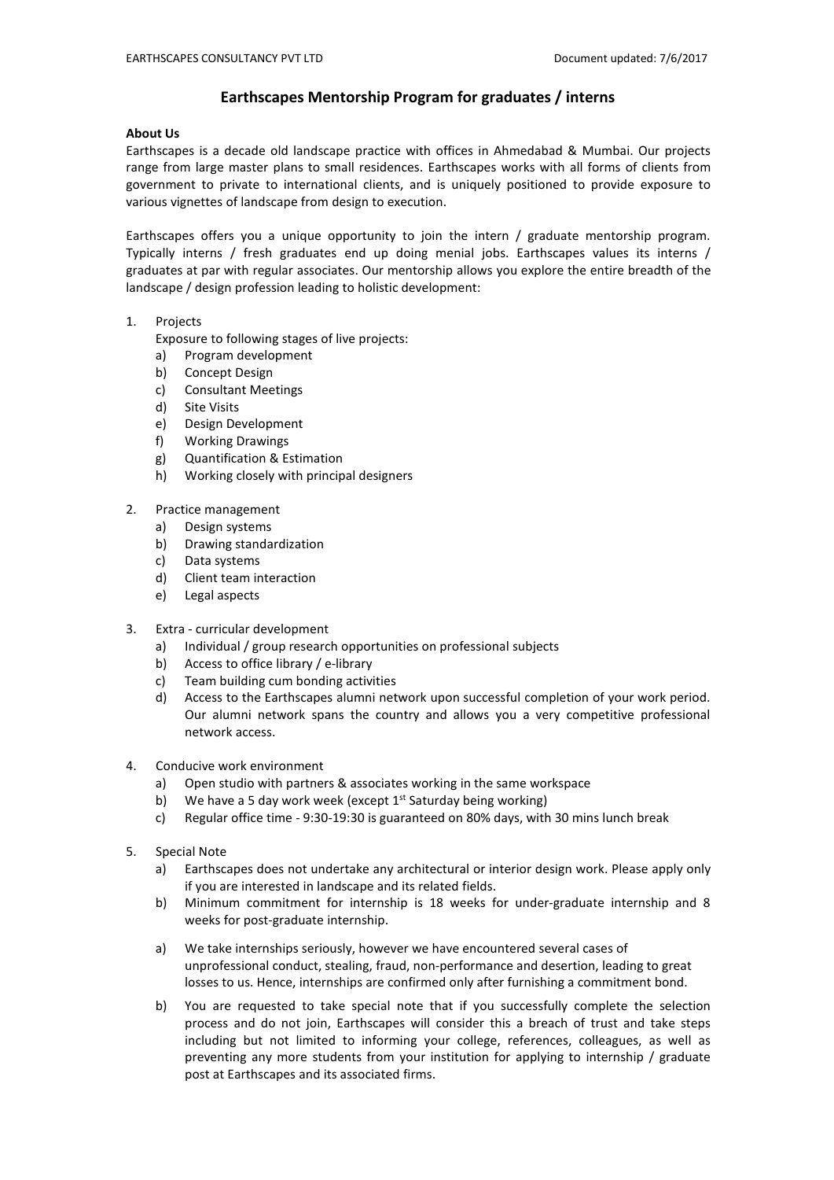# Earthscapes Mentorship Program for graduates / interns

**About Us**

Earthscapes is a decade old landscape practice with offices in Ahmedabad & Mumbai. Our projects range from large master plans to small residences. Earthscapes works with all forms of clients from government to private to international clients, and is uniquely positioned to provide exposure to various vignettes of landscape from design to execution.

Earthscapes offers you a unique opportunity to join the intern / graduate mentorship program. Typically interns / fresh graduates end up doing menial jobs. Earthscapes values its interns / graduates at par with regular associates. Our mentorship allows you explore the entire breadth of the landscape / design profession leading to holistic development:

1. Projects
   Exposure to following stages of live projects:
   a) Program development
   b) Concept Design
   c) Consultant Meetings
   d) Site Visits
   e) Design Development
   f) Working Drawings
   g) Quantification & Estimation
   h) Working closely with principal designers

2. Practice management
   a) Design systems
   b) Drawing standardization
   c) Data systems
   d) Client team interaction
   e) Legal aspects

3. Extra - curricular development
   a) Individual / group research opportunities on professional subjects
   b) Access to office library / e-library
   c) Team building cum bonding activities
   d) Access to the Earthscapes alumni network upon successful completion of your work period. Our alumni network spans the country and allows you a very competitive professional network access.

4. Conducive work environment
   a) Open studio with partners & associates working in the same workspace
   b) We have a 5 day work week (except 1st Saturday being working)
   c) Regular office time - 9:30-19:30 is guaranteed on 80% days, with 30 mins lunch break

5. Special Note
   a) Earthscapes does not undertake any architectural or interior design work. Please apply only if you are interested in landscape and its related fields.
   b) Minimum commitment for internship is 18 weeks for under-graduate internship and 8 weeks for post-graduate internship.

   a) We take internships seriously, however we have encountered several cases of unprofessional conduct, stealing, fraud, non-performance and desertion, leading to great losses to us. Hence, internships are confirmed only after furnishing a commitment bond.
   b) You are requested to take special note that if you successfully complete the selection process and do not join, Earthscapes will consider this a breach of trust and take steps including but not limited to informing your college, references, colleagues, as well as preventing any more students from your institution for applying to internship / graduate post at Earthscapes and its associated firms.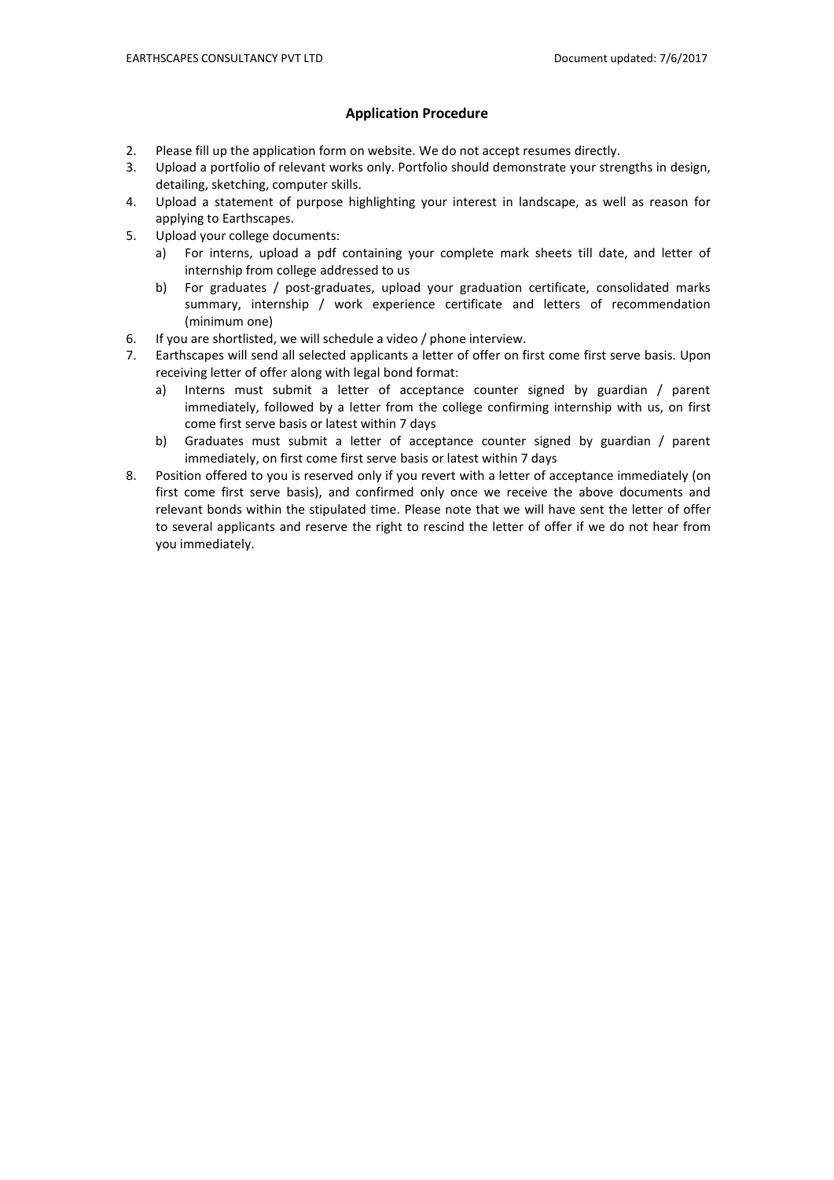## Application Procedure

2. Please fill up the application form on website. We do not accept resumes directly.
3. Upload a portfolio of relevant works only. Portfolio should demonstrate your strengths in design, detailing, sketching, computer skills.
4. Upload a statement of purpose highlighting your interest in landscape, as well as reason for applying to Earthscapes.
5. Upload your college documents:
   a) For interns, upload a pdf containing your complete mark sheets till date, and letter of internship from college addressed to us
   b) For graduates / post-graduates, upload your graduation certificate, consolidated marks summary, internship / work experience certificate and letters of recommendation (minimum one)
6. If you are shortlisted, we will schedule a video / phone interview.
7. Earthscapes will send all selected applicants a letter of offer on first come first serve basis. Upon receiving letter of offer along with legal bond format:
   a) Interns must submit a letter of acceptance counter signed by guardian / parent immediately, followed by a letter from the college confirming internship with us, on first come first serve basis or latest within 7 days
   b) Graduates must submit a letter of acceptance counter signed by guardian / parent immediately, on first come first serve basis or latest within 7 days
8. Position offered to you is reserved only if you revert with a letter of acceptance immediately (on first come first serve basis), and confirmed only once we receive the above documents and relevant bonds within the stipulated time. Please note that we will have sent the letter of offer to several applicants and reserve the right to rescind the letter of offer if we do not hear from you immediately.